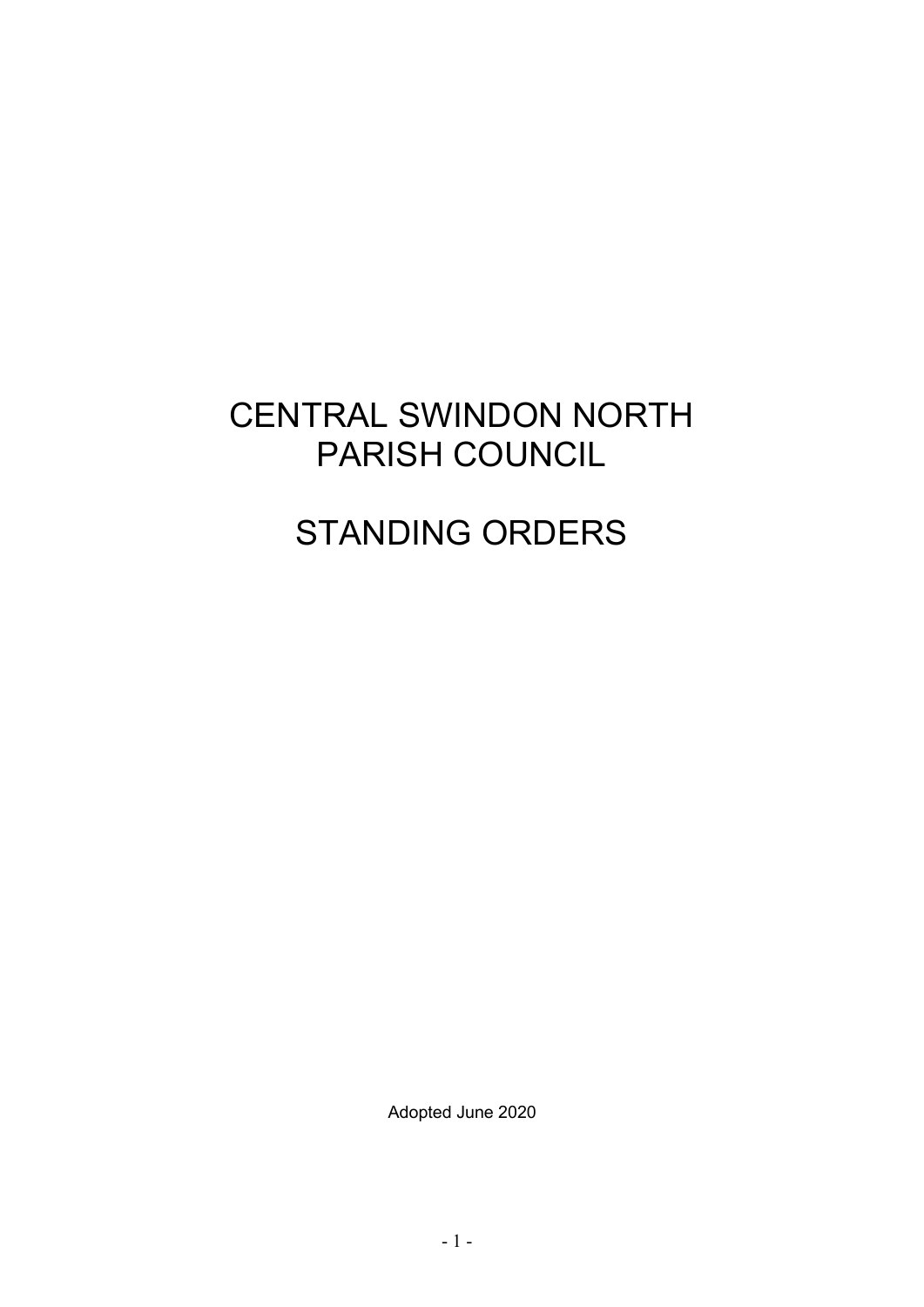# CENTRAL SWINDON NORTH PARISH COUNCIL

# STANDING ORDERS

Adopted June 2020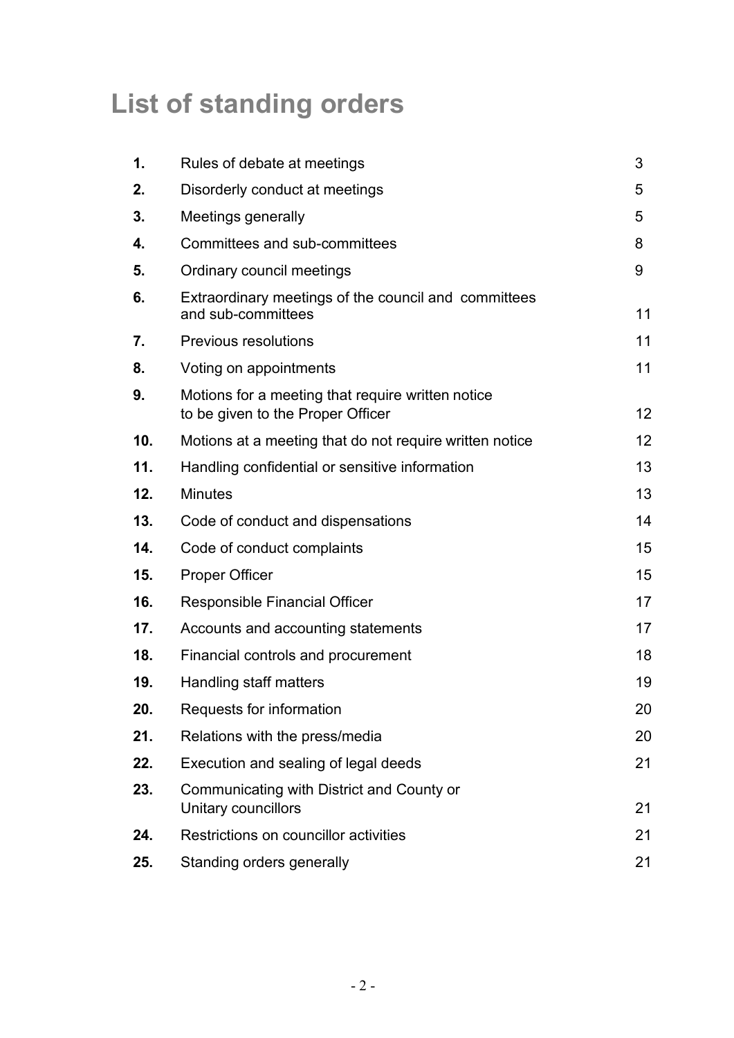# List of standing orders

| | | |
|---|---|---|
| **1.** | Rules of debate at meetings | 3 |
| **2.** | Disorderly conduct at meetings | 5 |
| **3.** | Meetings generally | 5 |
| **4.** | Committees and sub-committees | 8 |
| **5.** | Ordinary council meetings | 9 |
| **6.** | Extraordinary meetings of the council and committees and sub-committees | 11 |
| **7.** | Previous resolutions | 11 |
| **8.** | Voting on appointments | 11 |
| **9.** | Motions for a meeting that require written notice to be given to the Proper Officer | 12 |
| **10.** | Motions at a meeting that do not require written notice | 12 |
| **11.** | Handling confidential or sensitive information | 13 |
| **12.** | Minutes | 13 |
| **13.** | Code of conduct and dispensations | 14 |
| **14.** | Code of conduct complaints | 15 |
| **15.** | Proper Officer | 15 |
| **16.** | Responsible Financial Officer | 17 |
| **17.** | Accounts and accounting statements | 17 |
| **18.** | Financial controls and procurement | 18 |
| **19.** | Handling staff matters | 19 |
| **20.** | Requests for information | 20 |
| **21.** | Relations with the press/media | 20 |
| **22.** | Execution and sealing of legal deeds | 21 |
| **23.** | Communicating with District and County or Unitary councillors | 21 |
| **24.** | Restrictions on councillor activities | 21 |
| **25.** | Standing orders generally | 21 |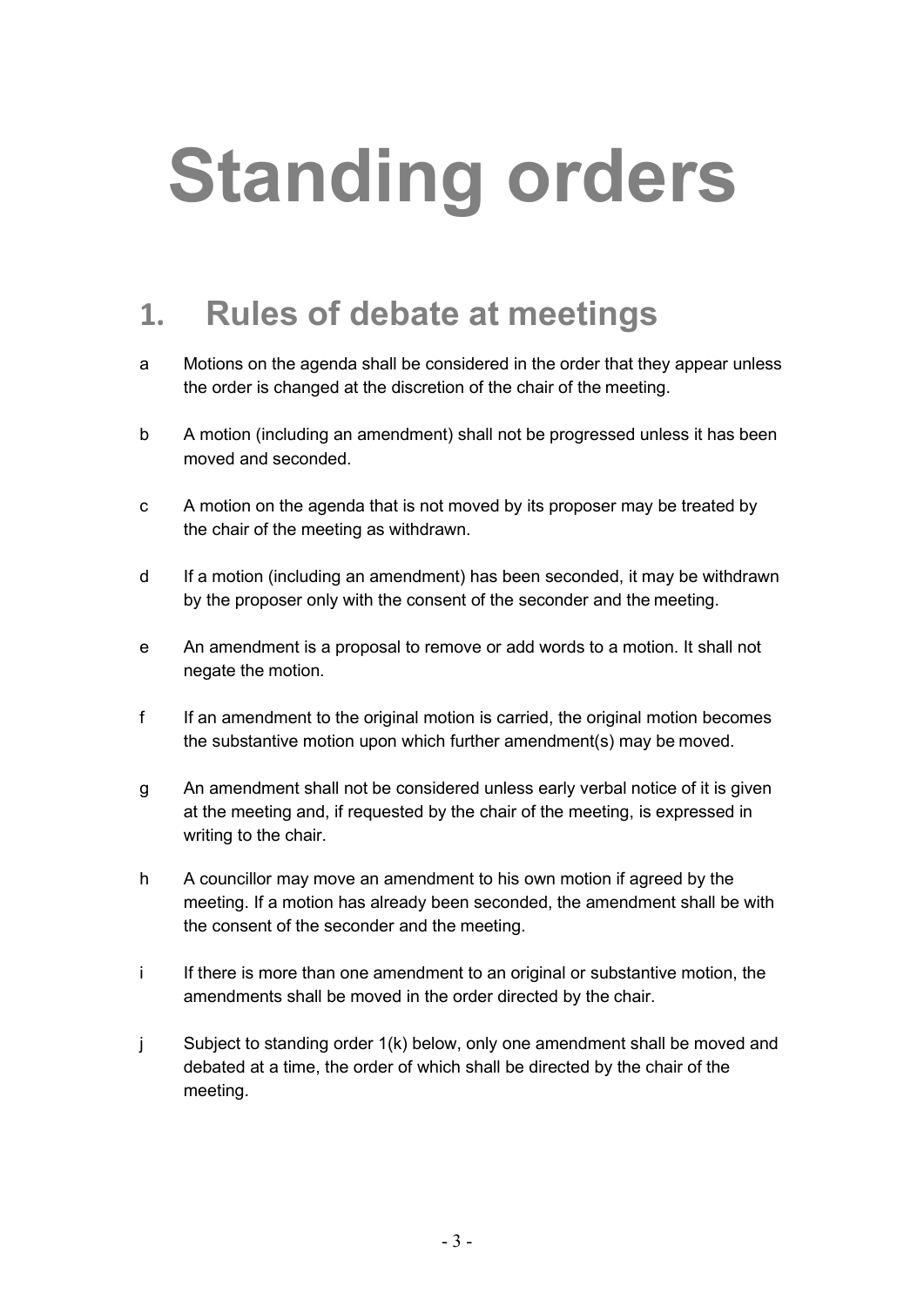# Standing orders

## 1. Rules of debate at meetings

a Motions on the agenda shall be considered in the order that they appear unless the order is changed at the discretion of the chair of the meeting.

b A motion (including an amendment) shall not be progressed unless it has been moved and seconded.

c A motion on the agenda that is not moved by its proposer may be treated by the chair of the meeting as withdrawn.

d If a motion (including an amendment) has been seconded, it may be withdrawn by the proposer only with the consent of the seconder and the meeting.

e An amendment is a proposal to remove or add words to a motion. It shall not negate the motion.

f If an amendment to the original motion is carried, the original motion becomes the substantive motion upon which further amendment(s) may be moved.

g An amendment shall not be considered unless early verbal notice of it is given at the meeting and, if requested by the chair of the meeting, is expressed in writing to the chair.

h A councillor may move an amendment to his own motion if agreed by the meeting. If a motion has already been seconded, the amendment shall be with the consent of the seconder and the meeting.

i If there is more than one amendment to an original or substantive motion, the amendments shall be moved in the order directed by the chair.

j Subject to standing order 1(k) below, only one amendment shall be moved and debated at a time, the order of which shall be directed by the chair of the meeting.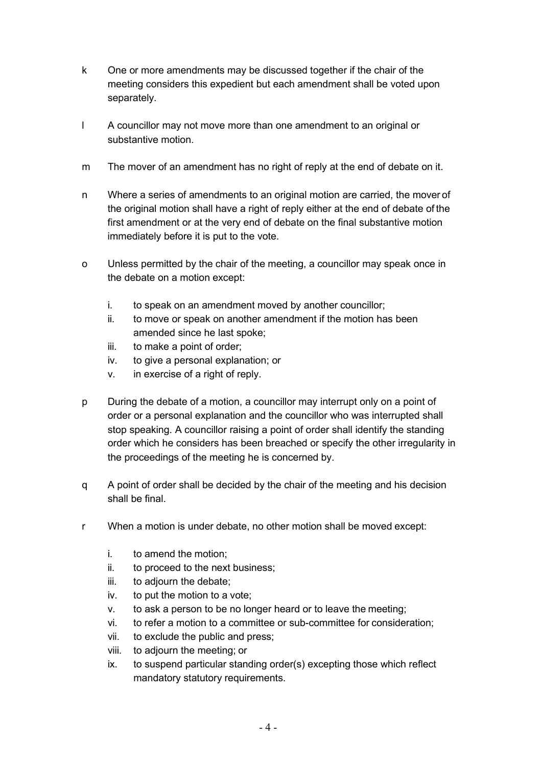k One or more amendments may be discussed together if the chair of the meeting considers this expedient but each amendment shall be voted upon separately.

l A councillor may not move more than one amendment to an original or substantive motion.

m The mover of an amendment has no right of reply at the end of debate on it.

n Where a series of amendments to an original motion are carried, the mover of the original motion shall have a right of reply either at the end of debate of the first amendment or at the very end of debate on the final substantive motion immediately before it is put to the vote.

o Unless permitted by the chair of the meeting, a councillor may speak once in the debate on a motion except:

   i. to speak on an amendment moved by another councillor;
   ii. to move or speak on another amendment if the motion has been amended since he last spoke;
   iii. to make a point of order;
   iv. to give a personal explanation; or
   v. in exercise of a right of reply.

p During the debate of a motion, a councillor may interrupt only on a point of order or a personal explanation and the councillor who was interrupted shall stop speaking. A councillor raising a point of order shall identify the standing order which he considers has been breached or specify the other irregularity in the proceedings of the meeting he is concerned by.

q A point of order shall be decided by the chair of the meeting and his decision shall be final.

r When a motion is under debate, no other motion shall be moved except:

   i. to amend the motion;
   ii. to proceed to the next business;
   iii. to adjourn the debate;
   iv. to put the motion to a vote;
   v. to ask a person to be no longer heard or to leave the meeting;
   vi. to refer a motion to a committee or sub-committee for consideration;
   vii. to exclude the public and press;
   viii. to adjourn the meeting; or
   ix. to suspend particular standing order(s) excepting those which reflect mandatory statutory requirements.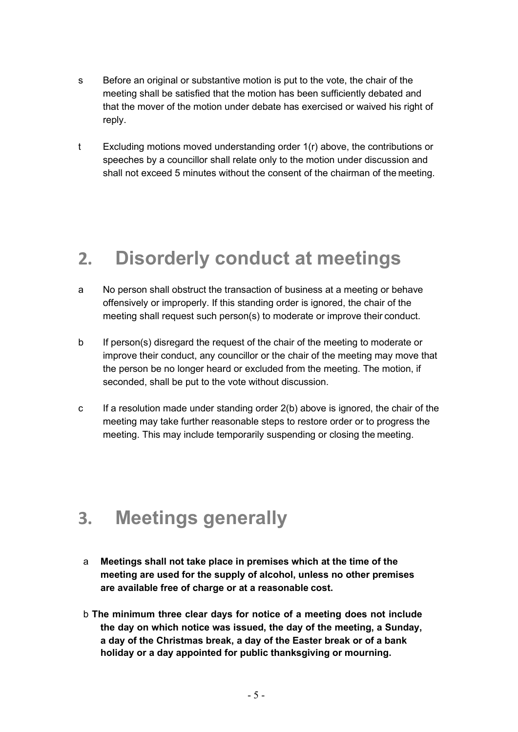s Before an original or substantive motion is put to the vote, the chair of the meeting shall be satisfied that the motion has been sufficiently debated and that the mover of the motion under debate has exercised or waived his right of reply.

t Excluding motions moved understanding order 1(r) above, the contributions or speeches by a councillor shall relate only to the motion under discussion and shall not exceed 5 minutes without the consent of the chairman of the meeting.

## 2. Disorderly conduct at meetings

a No person shall obstruct the transaction of business at a meeting or behave offensively or improperly. If this standing order is ignored, the chair of the meeting shall request such person(s) to moderate or improve their conduct.

b If person(s) disregard the request of the chair of the meeting to moderate or improve their conduct, any councillor or the chair of the meeting may move that the person be no longer heard or excluded from the meeting. The motion, if seconded, shall be put to the vote without discussion.

c If a resolution made under standing order 2(b) above is ignored, the chair of the meeting may take further reasonable steps to restore order or to progress the meeting. This may include temporarily suspending or closing the meeting.

## 3. Meetings generally

a **Meetings shall not take place in premises which at the time of the meeting are used for the supply of alcohol, unless no other premises are available free of charge or at a reasonable cost.**

b **The minimum three clear days for notice of a meeting does not include the day on which notice was issued, the day of the meeting, a Sunday, a day of the Christmas break, a day of the Easter break or of a bank holiday or a day appointed for public thanksgiving or mourning.**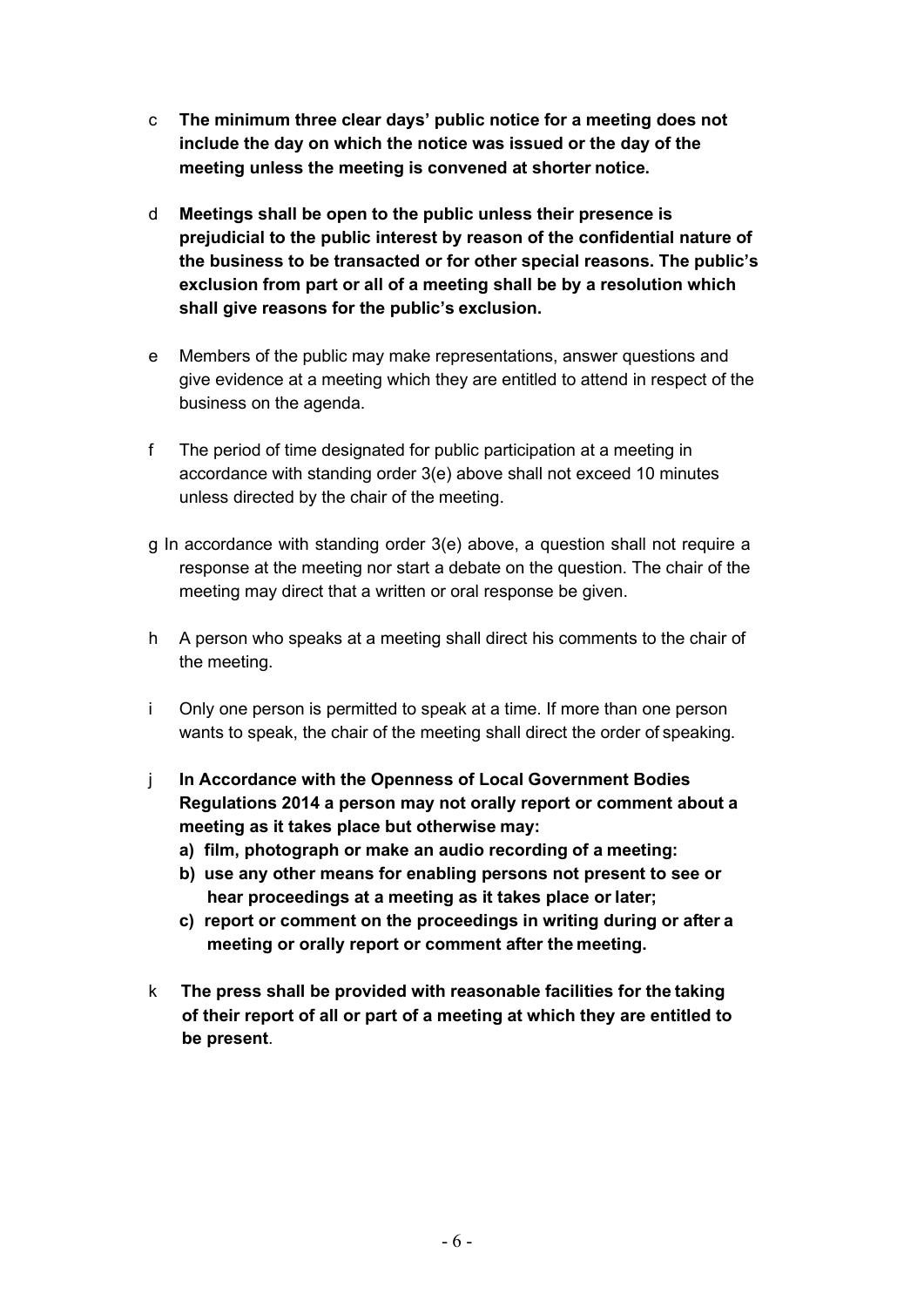c **The minimum three clear days' public notice for a meeting does not include the day on which the notice was issued or the day of the meeting unless the meeting is convened at shorter notice.**

d **Meetings shall be open to the public unless their presence is prejudicial to the public interest by reason of the confidential nature of the business to be transacted or for other special reasons. The public's exclusion from part or all of a meeting shall be by a resolution which shall give reasons for the public's exclusion.**

e Members of the public may make representations, answer questions and give evidence at a meeting which they are entitled to attend in respect of the business on the agenda.

f The period of time designated for public participation at a meeting in accordance with standing order 3(e) above shall not exceed 10 minutes unless directed by the chair of the meeting.

g In accordance with standing order 3(e) above, a question shall not require a response at the meeting nor start a debate on the question. The chair of the meeting may direct that a written or oral response be given.

h A person who speaks at a meeting shall direct his comments to the chair of the meeting.

i Only one person is permitted to speak at a time. If more than one person wants to speak, the chair of the meeting shall direct the order of speaking.

j **In Accordance with the Openness of Local Government Bodies Regulations 2014 a person may not orally report or comment about a meeting as it takes place but otherwise may:**
   **a) film, photograph or make an audio recording of a meeting:**
   **b) use any other means for enabling persons not present to see or hear proceedings at a meeting as it takes place or later;**
   **c) report or comment on the proceedings in writing during or after a meeting or orally report or comment after the meeting.**

k **The press shall be provided with reasonable facilities for the taking of their report of all or part of a meeting at which they are entitled to be present**.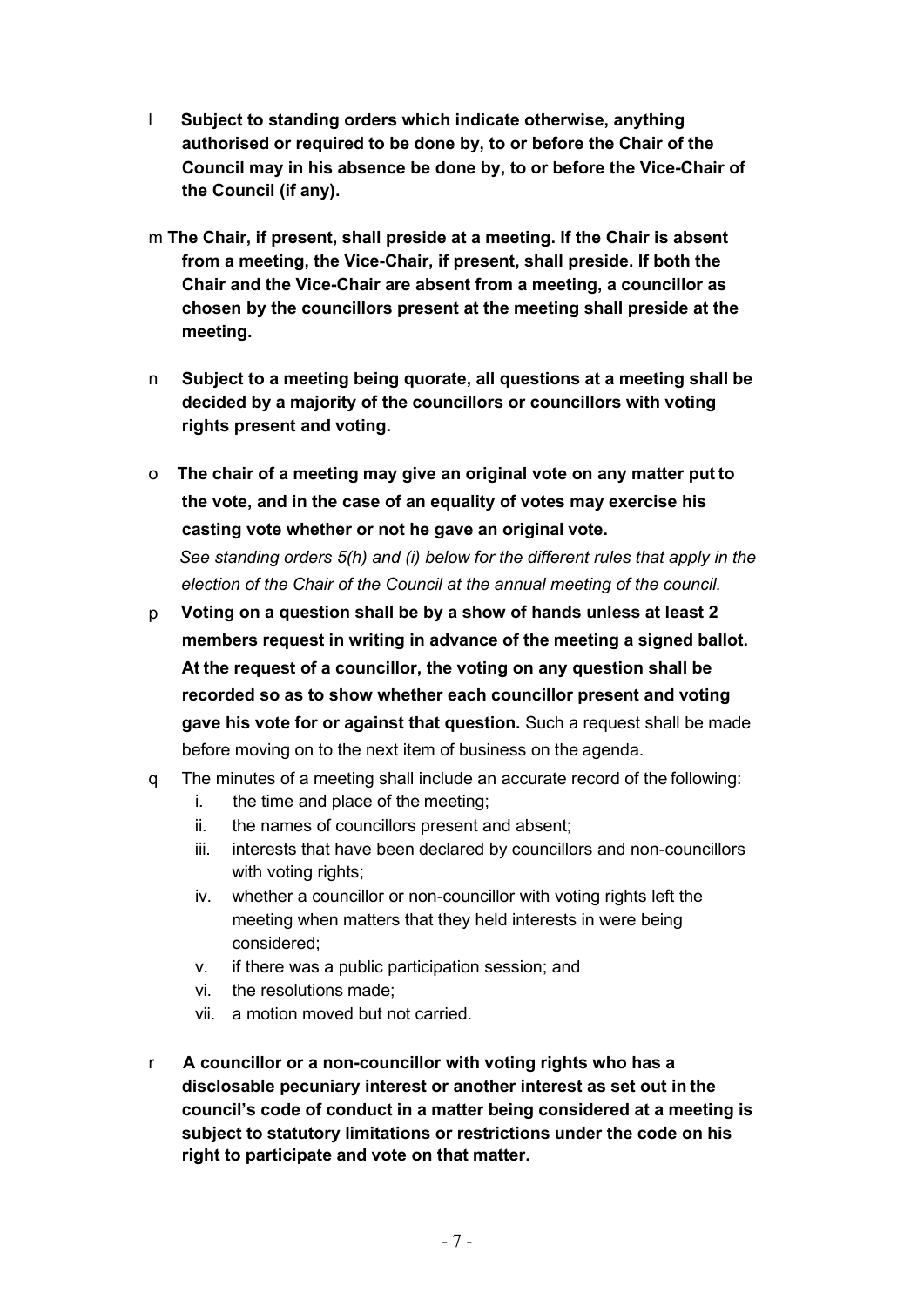l **Subject to standing orders which indicate otherwise, anything authorised or required to be done by, to or before the Chair of the Council may in his absence be done by, to or before the Vice-Chair of the Council (if any).**

m **The Chair, if present, shall preside at a meeting. If the Chair is absent from a meeting, the Vice-Chair, if present, shall preside. If both the Chair and the Vice-Chair are absent from a meeting, a councillor as chosen by the councillors present at the meeting shall preside at the meeting.**

n **Subject to a meeting being quorate, all questions at a meeting shall be decided by a majority of the councillors or councillors with voting rights present and voting.**

o **The chair of a meeting may give an original vote on any matter put to the vote, and in the case of an equality of votes may exercise his casting vote whether or not he gave an original vote.**
*See standing orders 5(h) and (i) below for the different rules that apply in the election of the Chair of the Council at the annual meeting of the council.*

p **Voting on a question shall be by a show of hands unless at least 2 members request in writing in advance of the meeting a signed ballot. At the request of a councillor, the voting on any question shall be recorded so as to show whether each councillor present and voting gave his vote for or against that question.** Such a request shall be made before moving on to the next item of business on the agenda.

q The minutes of a meeting shall include an accurate record of the following:

  i. the time and place of the meeting;
  ii. the names of councillors present and absent;
  iii. interests that have been declared by councillors and non-councillors with voting rights;
  iv. whether a councillor or non-councillor with voting rights left the meeting when matters that they held interests in were being considered;
  v. if there was a public participation session; and
  vi. the resolutions made;
  vii. a motion moved but not carried.

r **A councillor or a non-councillor with voting rights who has a disclosable pecuniary interest or another interest as set out in the council's code of conduct in a matter being considered at a meeting is subject to statutory limitations or restrictions under the code on his right to participate and vote on that matter.**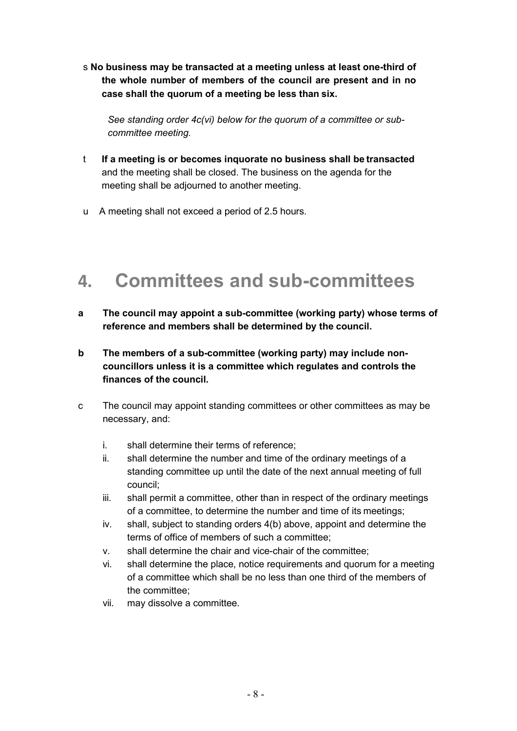s **No business may be transacted at a meeting unless at least one-third of the whole number of members of the council are present and in no case shall the quorum of a meeting be less than six.**

*See standing order 4c(vi) below for the quorum of a committee or sub-committee meeting.*

t **If a meeting is or becomes inquorate no business shall be transacted** and the meeting shall be closed. The business on the agenda for the meeting shall be adjourned to another meeting.

u A meeting shall not exceed a period of 2.5 hours.

# 4. Committees and sub-committees

**a The council may appoint a sub-committee (working party) whose terms of reference and members shall be determined by the council.**

**b The members of a sub-committee (working party) may include non-councillors unless it is a committee which regulates and controls the finances of the council.**

c The council may appoint standing committees or other committees as may be necessary, and:

- i. shall determine their terms of reference;
- ii. shall determine the number and time of the ordinary meetings of a standing committee up until the date of the next annual meeting of full council;
- iii. shall permit a committee, other than in respect of the ordinary meetings of a committee, to determine the number and time of its meetings;
- iv. shall, subject to standing orders 4(b) above, appoint and determine the terms of office of members of such a committee;
- v. shall determine the chair and vice-chair of the committee;
- vi. shall determine the place, notice requirements and quorum for a meeting of a committee which shall be no less than one third of the members of the committee;
- vii. may dissolve a committee.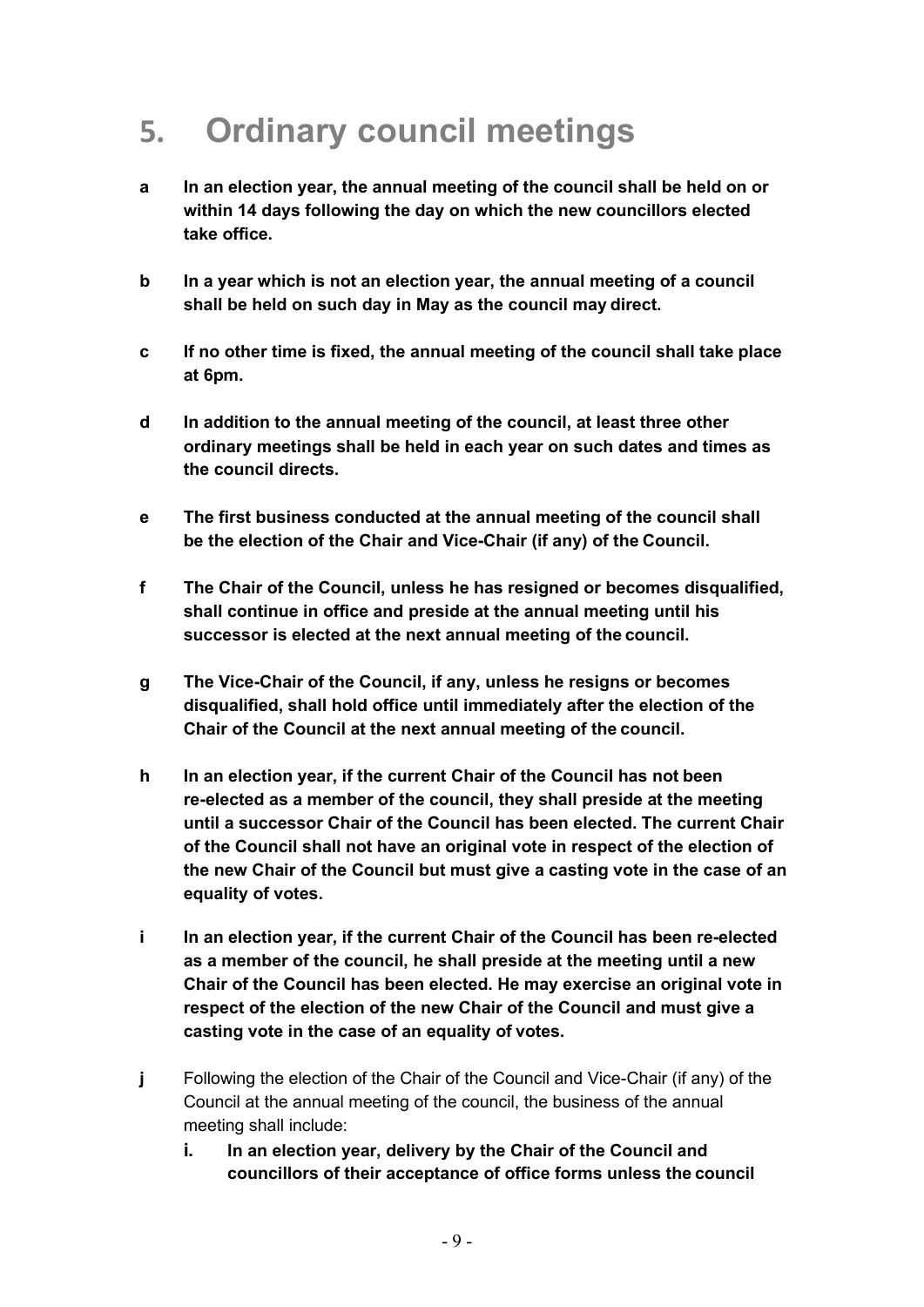# 5. Ordinary council meetings

**a** **In an election year, the annual meeting of the council shall be held on or within 14 days following the day on which the new councillors elected take office.**

**b** **In a year which is not an election year, the annual meeting of a council shall be held on such day in May as the council may direct.**

**c** **If no other time is fixed, the annual meeting of the council shall take place at 6pm.**

**d** **In addition to the annual meeting of the council, at least three other ordinary meetings shall be held in each year on such dates and times as the council directs.**

**e** **The first business conducted at the annual meeting of the council shall be the election of the Chair and Vice-Chair (if any) of the Council.**

**f** **The Chair of the Council, unless he has resigned or becomes disqualified, shall continue in office and preside at the annual meeting until his successor is elected at the next annual meeting of the council.**

**g** **The Vice-Chair of the Council, if any, unless he resigns or becomes disqualified, shall hold office until immediately after the election of the Chair of the Council at the next annual meeting of the council.**

**h** **In an election year, if the current Chair of the Council has not been re-elected as a member of the council, they shall preside at the meeting until a successor Chair of the Council has been elected. The current Chair of the Council shall not have an original vote in respect of the election of the new Chair of the Council but must give a casting vote in the case of an equality of votes.**

**i** **In an election year, if the current Chair of the Council has been re-elected as a member of the council, he shall preside at the meeting until a new Chair of the Council has been elected. He may exercise an original vote in respect of the election of the new Chair of the Council and must give a casting vote in the case of an equality of votes.**

**j** Following the election of the Chair of the Council and Vice-Chair (if any) of the Council at the annual meeting of the council, the business of the annual meeting shall include:

   i. **In an election year, delivery by the Chair of the Council and councillors of their acceptance of office forms unless the council**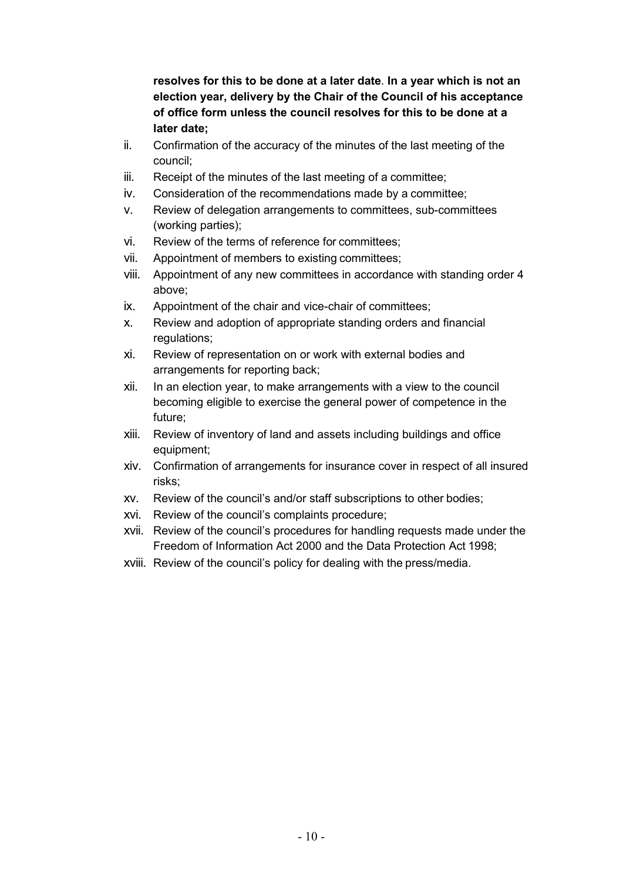**resolves for this to be done at a later date**. **In a year which is not an election year, delivery by the Chair of the Council of his acceptance of office form unless the council resolves for this to be done at a later date;**

ii. Confirmation of the accuracy of the minutes of the last meeting of the council;
iii. Receipt of the minutes of the last meeting of a committee;
iv. Consideration of the recommendations made by a committee;
v. Review of delegation arrangements to committees, sub-committees (working parties);
vi. Review of the terms of reference for committees;
vii. Appointment of members to existing committees;
viii. Appointment of any new committees in accordance with standing order 4 above;
ix. Appointment of the chair and vice-chair of committees;
x. Review and adoption of appropriate standing orders and financial regulations;
xi. Review of representation on or work with external bodies and arrangements for reporting back;
xii. In an election year, to make arrangements with a view to the council becoming eligible to exercise the general power of competence in the future;
xiii. Review of inventory of land and assets including buildings and office equipment;
xiv. Confirmation of arrangements for insurance cover in respect of all insured risks;
xv. Review of the council's and/or staff subscriptions to other bodies;
xvi. Review of the council's complaints procedure;
xvii. Review of the council's procedures for handling requests made under the Freedom of Information Act 2000 and the Data Protection Act 1998;
xviii. Review of the council's policy for dealing with the press/media.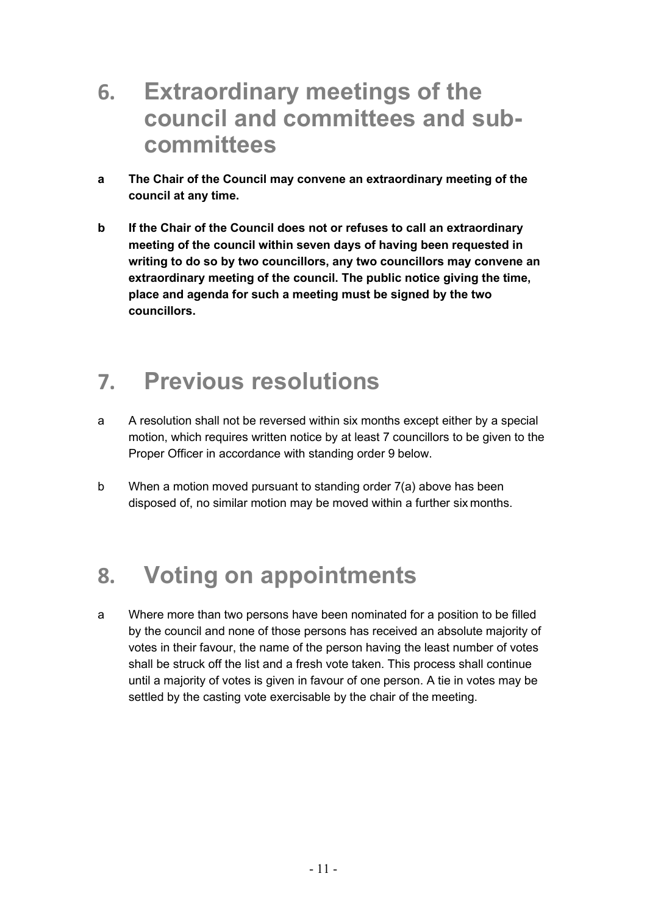# 6. Extraordinary meetings of the council and committees and sub-committees

**a** **The Chair of the Council may convene an extraordinary meeting of the council at any time.**

**b** **If the Chair of the Council does not or refuses to call an extraordinary meeting of the council within seven days of having been requested in writing to do so by two councillors, any two councillors may convene an extraordinary meeting of the council. The public notice giving the time, place and agenda for such a meeting must be signed by the two councillors.**

# 7. Previous resolutions

a A resolution shall not be reversed within six months except either by a special motion, which requires written notice by at least 7 councillors to be given to the Proper Officer in accordance with standing order 9 below.

b When a motion moved pursuant to standing order 7(a) above has been disposed of, no similar motion may be moved within a further six months.

# 8. Voting on appointments

a Where more than two persons have been nominated for a position to be filled by the council and none of those persons has received an absolute majority of votes in their favour, the name of the person having the least number of votes shall be struck off the list and a fresh vote taken. This process shall continue until a majority of votes is given in favour of one person. A tie in votes may be settled by the casting vote exercisable by the chair of the meeting.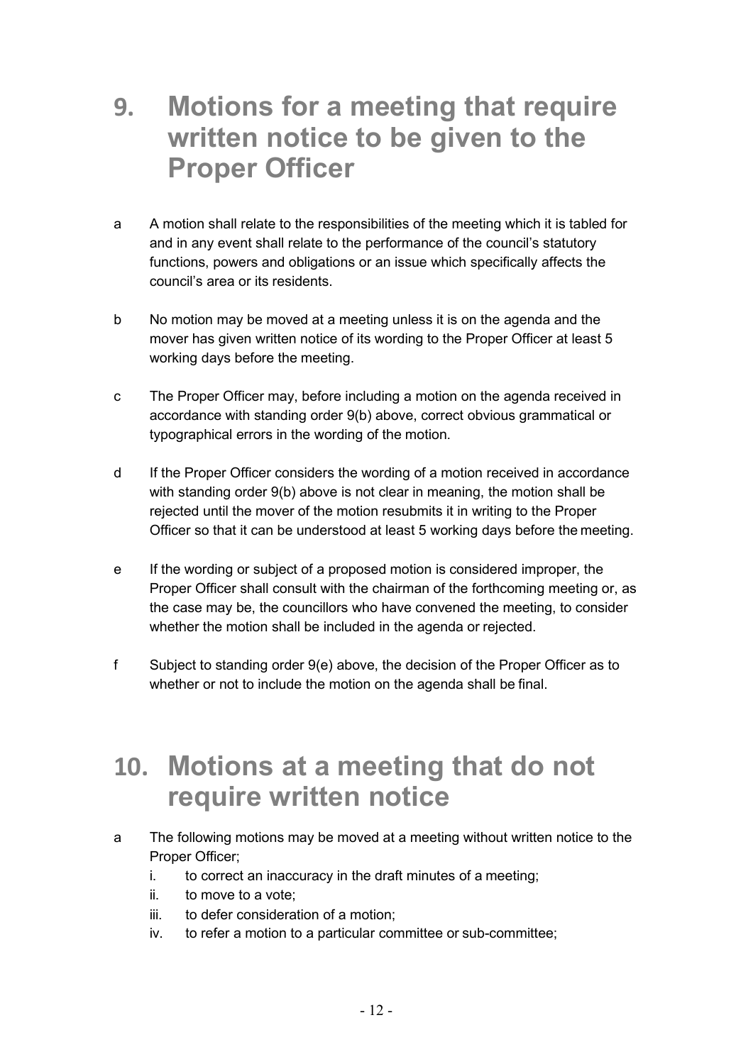# 9. Motions for a meeting that require written notice to be given to the Proper Officer

a A motion shall relate to the responsibilities of the meeting which it is tabled for and in any event shall relate to the performance of the council's statutory functions, powers and obligations or an issue which specifically affects the council's area or its residents.

b No motion may be moved at a meeting unless it is on the agenda and the mover has given written notice of its wording to the Proper Officer at least 5 working days before the meeting.

c The Proper Officer may, before including a motion on the agenda received in accordance with standing order 9(b) above, correct obvious grammatical or typographical errors in the wording of the motion.

d If the Proper Officer considers the wording of a motion received in accordance with standing order 9(b) above is not clear in meaning, the motion shall be rejected until the mover of the motion resubmits it in writing to the Proper Officer so that it can be understood at least 5 working days before the meeting.

e If the wording or subject of a proposed motion is considered improper, the Proper Officer shall consult with the chairman of the forthcoming meeting or, as the case may be, the councillors who have convened the meeting, to consider whether the motion shall be included in the agenda or rejected.

f Subject to standing order 9(e) above, the decision of the Proper Officer as to whether or not to include the motion on the agenda shall be final.

# 10. Motions at a meeting that do not require written notice

a The following motions may be moved at a meeting without written notice to the Proper Officer;
   - i. to correct an inaccuracy in the draft minutes of a meeting;
   - ii. to move to a vote;
   - iii. to defer consideration of a motion;
   - iv. to refer a motion to a particular committee or sub-committee;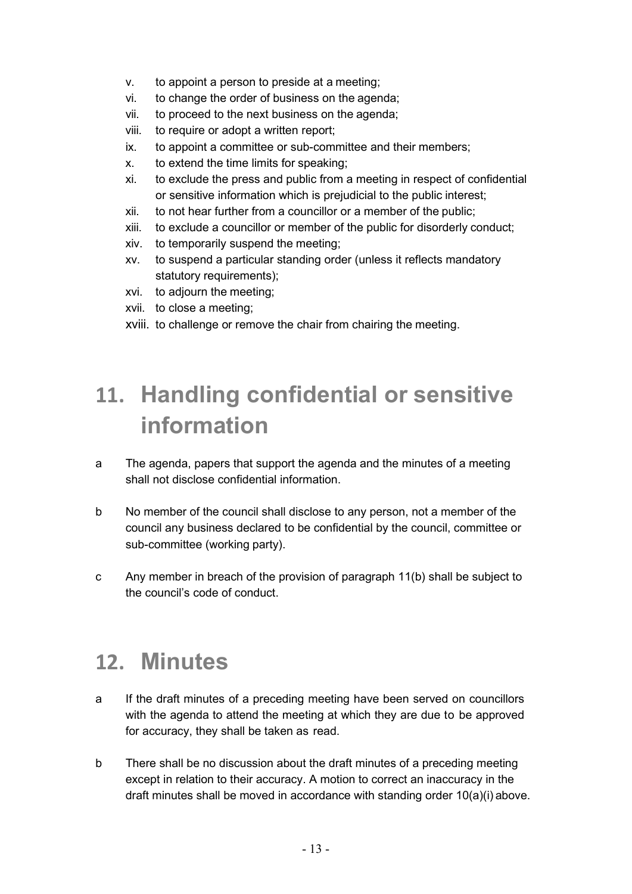- v. to appoint a person to preside at a meeting;
- vi. to change the order of business on the agenda;
- vii. to proceed to the next business on the agenda;
- viii. to require or adopt a written report;
- ix. to appoint a committee or sub-committee and their members;
- x. to extend the time limits for speaking;
- xi. to exclude the press and public from a meeting in respect of confidential or sensitive information which is prejudicial to the public interest;
- xii. to not hear further from a councillor or a member of the public;
- xiii. to exclude a councillor or member of the public for disorderly conduct;
- xiv. to temporarily suspend the meeting;
- xv. to suspend a particular standing order (unless it reflects mandatory statutory requirements);
- xvi. to adjourn the meeting;
- xvii. to close a meeting;
- xviii. to challenge or remove the chair from chairing the meeting.

# 11. Handling confidential or sensitive information

a The agenda, papers that support the agenda and the minutes of a meeting shall not disclose confidential information.

b No member of the council shall disclose to any person, not a member of the council any business declared to be confidential by the council, committee or sub-committee (working party).

c Any member in breach of the provision of paragraph 11(b) shall be subject to the council's code of conduct.

# 12. Minutes

a If the draft minutes of a preceding meeting have been served on councillors with the agenda to attend the meeting at which they are due to be approved for accuracy, they shall be taken as read.

b There shall be no discussion about the draft minutes of a preceding meeting except in relation to their accuracy. A motion to correct an inaccuracy in the draft minutes shall be moved in accordance with standing order 10(a)(i) above.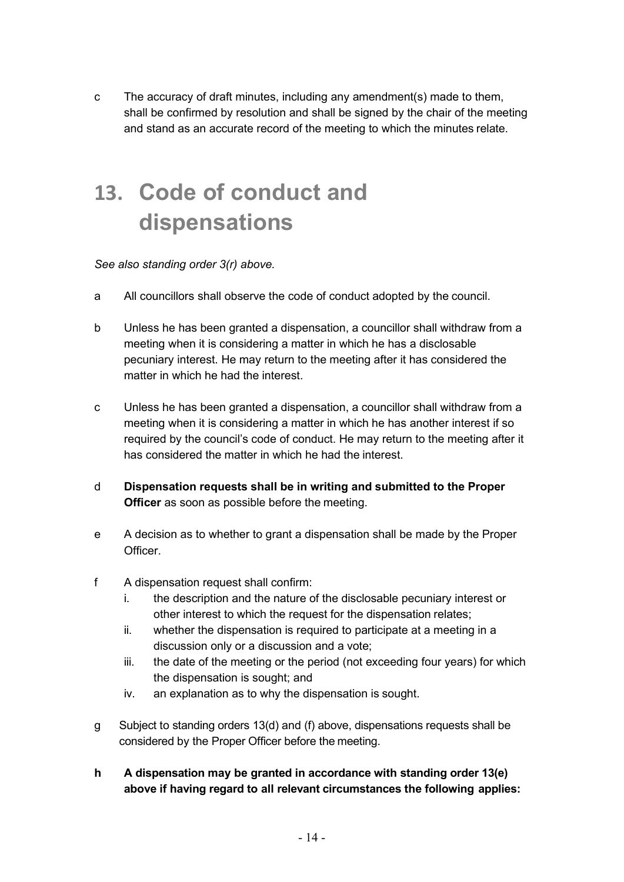c  The accuracy of draft minutes, including any amendment(s) made to them, shall be confirmed by resolution and shall be signed by the chair of the meeting and stand as an accurate record of the meeting to which the minutes relate.

# 13. Code of conduct and dispensations

*See also standing order 3(r) above.*

a  All councillors shall observe the code of conduct adopted by the council.

b  Unless he has been granted a dispensation, a councillor shall withdraw from a meeting when it is considering a matter in which he has a disclosable pecuniary interest. He may return to the meeting after it has considered the matter in which he had the interest.

c  Unless he has been granted a dispensation, a councillor shall withdraw from a meeting when it is considering a matter in which he has another interest if so required by the council's code of conduct. He may return to the meeting after it has considered the matter in which he had the interest.

d  **Dispensation requests shall be in writing and submitted to the Proper Officer** as soon as possible before the meeting.

e  A decision as to whether to grant a dispensation shall be made by the Proper Officer.

f  A dispensation request shall confirm:

   i. the description and the nature of the disclosable pecuniary interest or other interest to which the request for the dispensation relates;
   ii. whether the dispensation is required to participate at a meeting in a discussion only or a discussion and a vote;
   iii. the date of the meeting or the period (not exceeding four years) for which the dispensation is sought; and
   iv. an explanation as to why the dispensation is sought.

g  Subject to standing orders 13(d) and (f) above, dispensations requests shall be considered by the Proper Officer before the meeting.

**h  A dispensation may be granted in accordance with standing order 13(e) above if having regard to all relevant circumstances the following applies:**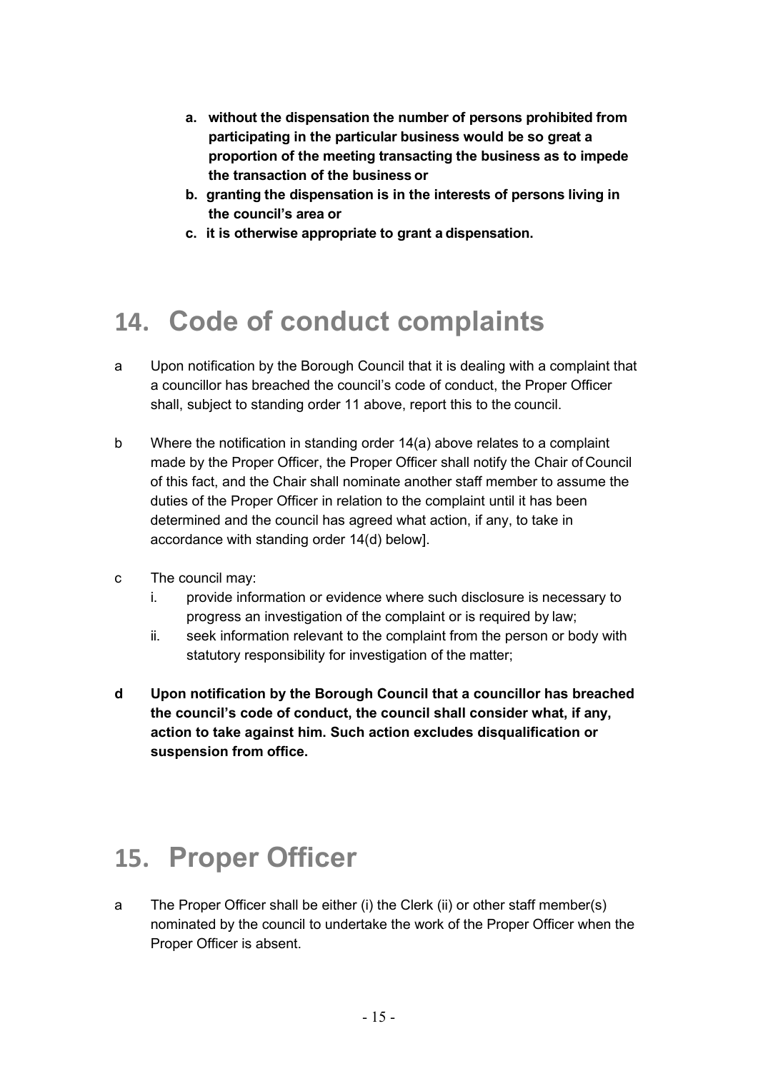**a. without the dispensation the number of persons prohibited from participating in the particular business would be so great a proportion of the meeting transacting the business as to impede the transaction of the business or**

**b. granting the dispensation is in the interests of persons living in the council's area or**

**c. it is otherwise appropriate to grant a dispensation.**

## 14. Code of conduct complaints

a Upon notification by the Borough Council that it is dealing with a complaint that a councillor has breached the council's code of conduct, the Proper Officer shall, subject to standing order 11 above, report this to the council.

b Where the notification in standing order 14(a) above relates to a complaint made by the Proper Officer, the Proper Officer shall notify the Chair of Council of this fact, and the Chair shall nominate another staff member to assume the duties of the Proper Officer in relation to the complaint until it has been determined and the council has agreed what action, if any, to take in accordance with standing order 14(d) below].

c The council may:

i. provide information or evidence where such disclosure is necessary to progress an investigation of the complaint or is required by law;

ii. seek information relevant to the complaint from the person or body with statutory responsibility for investigation of the matter;

**d Upon notification by the Borough Council that a councillor has breached the council's code of conduct, the council shall consider what, if any, action to take against him. Such action excludes disqualification or suspension from office.**

## 15. Proper Officer

a The Proper Officer shall be either (i) the Clerk (ii) or other staff member(s) nominated by the council to undertake the work of the Proper Officer when the Proper Officer is absent.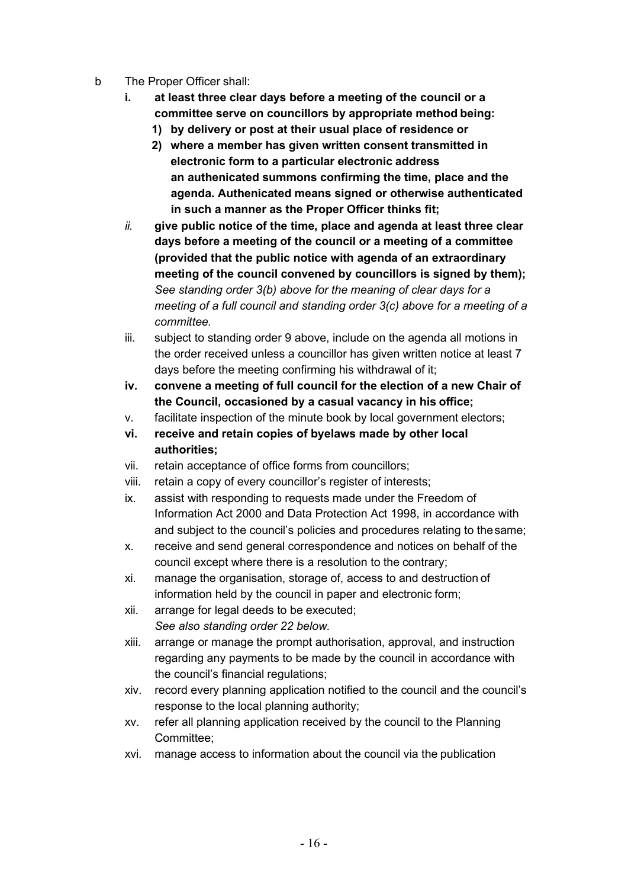b The Proper Officer shall:

i. **at least three clear days before a meeting of the council or a committee serve on councillors by appropriate method being:**
   1) **by delivery or post at their usual place of residence or**
   2) **where a member has given written consent transmitted in electronic form to a particular electronic address an authenicated summons confirming the time, place and the agenda. Authenicated means signed or otherwise authenticated in such a manner as the Proper Officer thinks fit;**

*ii.* **give public notice of the time, place and agenda at least three clear days before a meeting of the council or a meeting of a committee (provided that the public notice with agenda of an extraordinary meeting of the council convened by councillors is signed by them);** *See standing order 3(b) above for the meaning of clear days for a meeting of a full council and standing order 3(c) above for a meeting of a committee.*

iii. subject to standing order 9 above, include on the agenda all motions in the order received unless a councillor has given written notice at least 7 days before the meeting confirming his withdrawal of it;

**iv. convene a meeting of full council for the election of a new Chair of the Council, occasioned by a casual vacancy in his office;**

v. facilitate inspection of the minute book by local government electors;

**vi. receive and retain copies of byelaws made by other local authorities;**

vii. retain acceptance of office forms from councillors;

viii. retain a copy of every councillor's register of interests;

ix. assist with responding to requests made under the Freedom of Information Act 2000 and Data Protection Act 1998, in accordance with and subject to the council's policies and procedures relating to the same;

x. receive and send general correspondence and notices on behalf of the council except where there is a resolution to the contrary;

xi. manage the organisation, storage of, access to and destruction of information held by the council in paper and electronic form;

xii. arrange for legal deeds to be executed;
*See also standing order 22 below.*

xiii. arrange or manage the prompt authorisation, approval, and instruction regarding any payments to be made by the council in accordance with the council's financial regulations;

xiv. record every planning application notified to the council and the council's response to the local planning authority;

xv. refer all planning application received by the council to the Planning Committee;

xvi. manage access to information about the council via the publication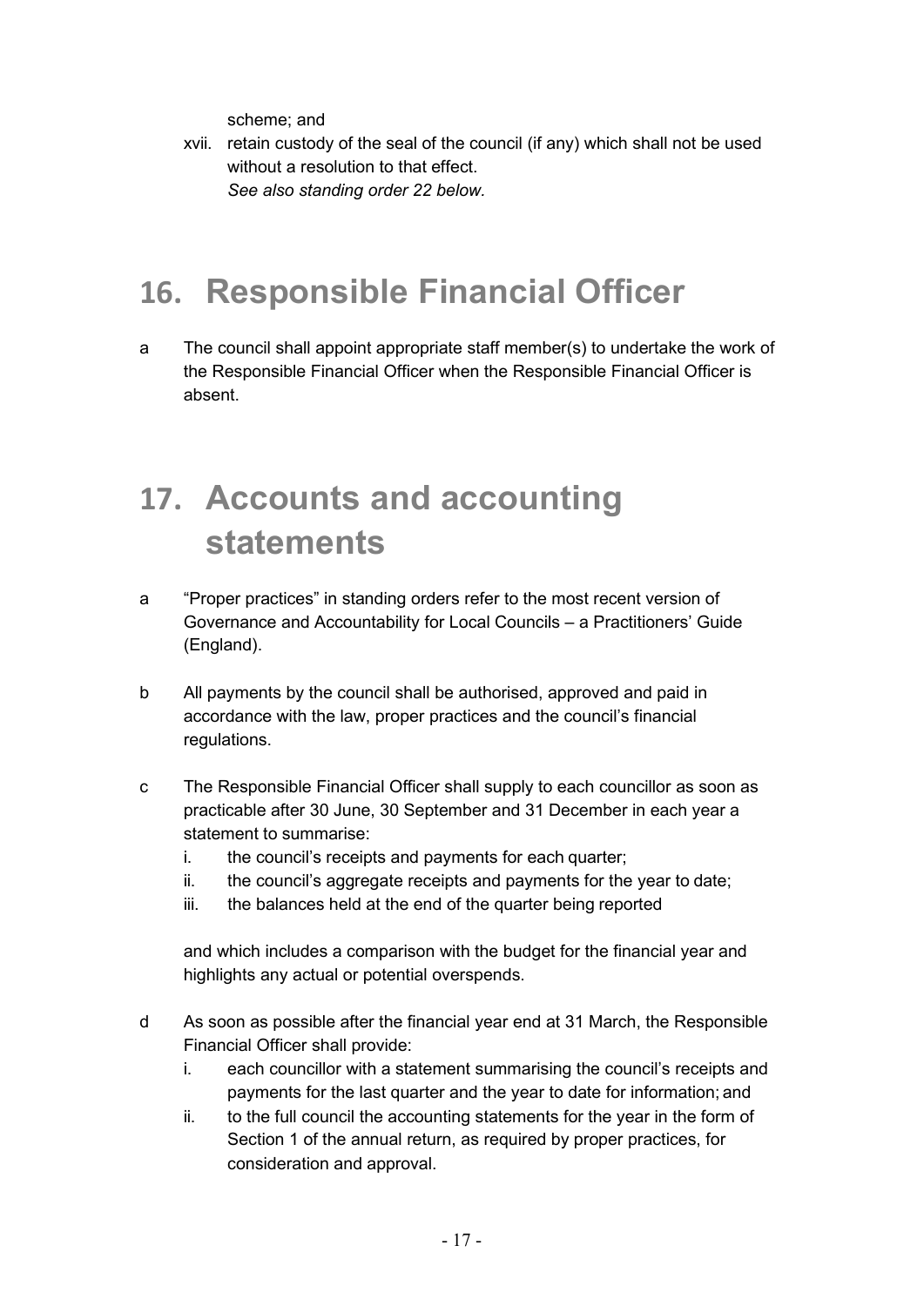scheme; and

xvii. retain custody of the seal of the council (if any) which shall not be used without a resolution to that effect.
*See also standing order 22 below.*

# 16. Responsible Financial Officer

a The council shall appoint appropriate staff member(s) to undertake the work of the Responsible Financial Officer when the Responsible Financial Officer is absent.

# 17. Accounts and accounting statements

a "Proper practices" in standing orders refer to the most recent version of Governance and Accountability for Local Councils – a Practitioners' Guide (England).

b All payments by the council shall be authorised, approved and paid in accordance with the law, proper practices and the council's financial regulations.

c The Responsible Financial Officer shall supply to each councillor as soon as practicable after 30 June, 30 September and 31 December in each year a statement to summarise:

i. the council's receipts and payments for each quarter;
ii. the council's aggregate receipts and payments for the year to date;
iii. the balances held at the end of the quarter being reported

and which includes a comparison with the budget for the financial year and highlights any actual or potential overspends.

d As soon as possible after the financial year end at 31 March, the Responsible Financial Officer shall provide:

i. each councillor with a statement summarising the council's receipts and payments for the last quarter and the year to date for information; and
ii. to the full council the accounting statements for the year in the form of Section 1 of the annual return, as required by proper practices, for consideration and approval.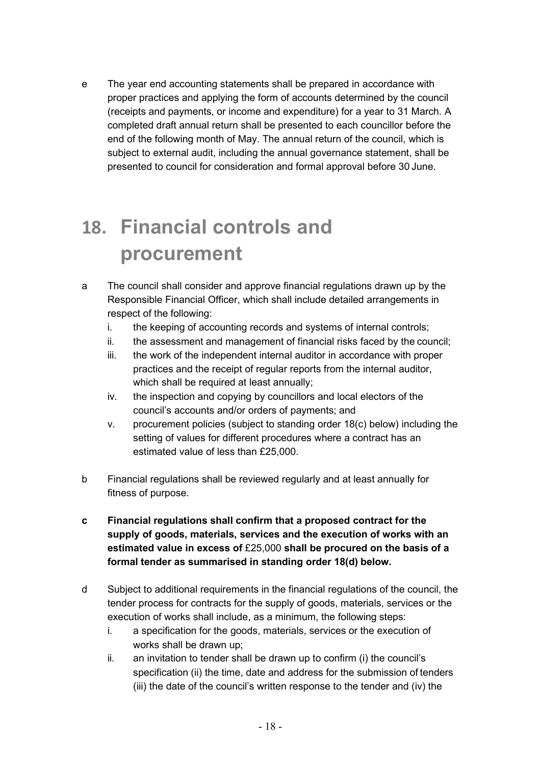e The year end accounting statements shall be prepared in accordance with proper practices and applying the form of accounts determined by the council (receipts and payments, or income and expenditure) for a year to 31 March. A completed draft annual return shall be presented to each councillor before the end of the following month of May. The annual return of the council, which is subject to external audit, including the annual governance statement, shall be presented to council for consideration and formal approval before 30 June.

# 18. Financial controls and procurement

a The council shall consider and approve financial regulations drawn up by the Responsible Financial Officer, which shall include detailed arrangements in respect of the following:

   i. the keeping of accounting records and systems of internal controls;
   ii. the assessment and management of financial risks faced by the council;
   iii. the work of the independent internal auditor in accordance with proper practices and the receipt of regular reports from the internal auditor, which shall be required at least annually;
   iv. the inspection and copying by councillors and local electors of the council's accounts and/or orders of payments; and
   v. procurement policies (subject to standing order 18(c) below) including the setting of values for different procedures where a contract has an estimated value of less than £25,000.

b Financial regulations shall be reviewed regularly and at least annually for fitness of purpose.

**c Financial regulations shall confirm that a proposed contract for the supply of goods, materials, services and the execution of works with an estimated value in excess of** £25,000 **shall be procured on the basis of a formal tender as summarised in standing order 18(d) below.**

d Subject to additional requirements in the financial regulations of the council, the tender process for contracts for the supply of goods, materials, services or the execution of works shall include, as a minimum, the following steps:

   i. a specification for the goods, materials, services or the execution of works shall be drawn up;
   ii. an invitation to tender shall be drawn up to confirm (i) the council's specification (ii) the time, date and address for the submission of tenders (iii) the date of the council's written response to the tender and (iv) the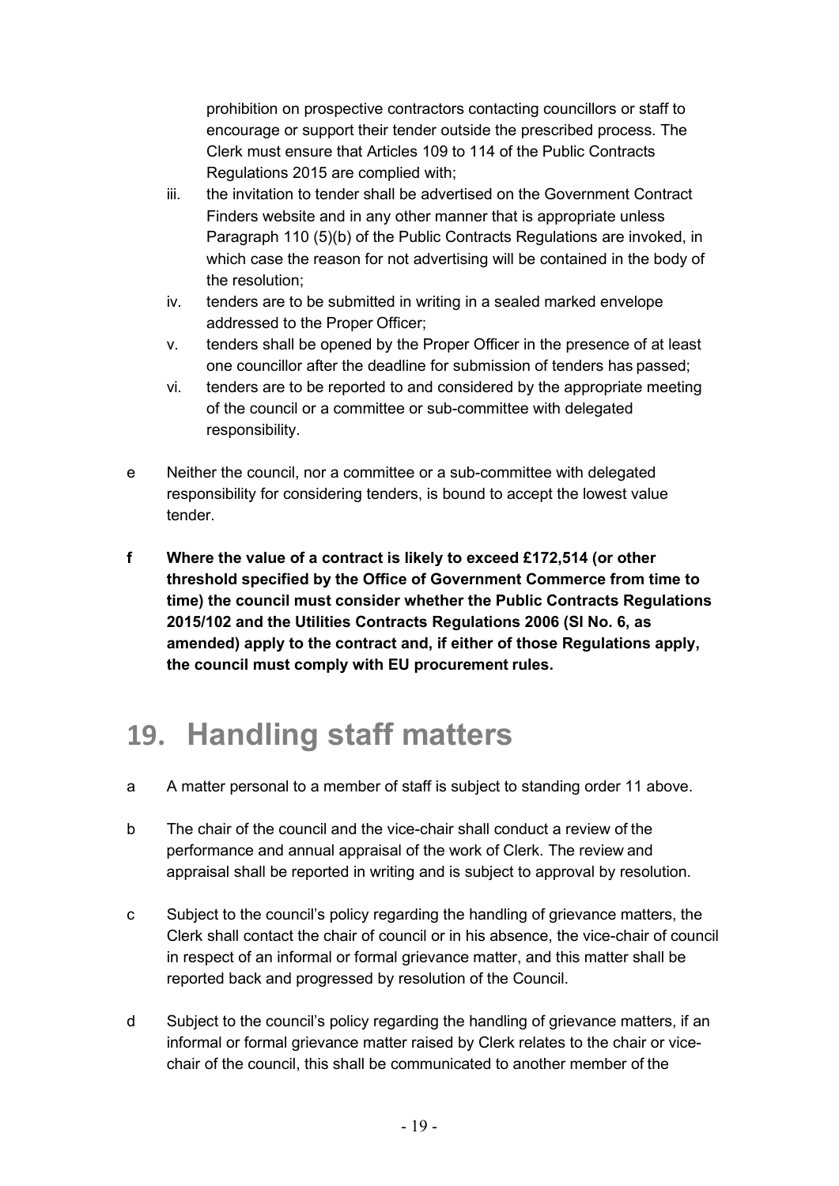prohibition on prospective contractors contacting councillors or staff to encourage or support their tender outside the prescribed process. The Clerk must ensure that Articles 109 to 114 of the Public Contracts Regulations 2015 are complied with;

iii. the invitation to tender shall be advertised on the Government Contract Finders website and in any other manner that is appropriate unless Paragraph 110 (5)(b) of the Public Contracts Regulations are invoked, in which case the reason for not advertising will be contained in the body of the resolution;

iv. tenders are to be submitted in writing in a sealed marked envelope addressed to the Proper Officer;

v. tenders shall be opened by the Proper Officer in the presence of at least one councillor after the deadline for submission of tenders has passed;

vi. tenders are to be reported to and considered by the appropriate meeting of the council or a committee or sub-committee with delegated responsibility.

e Neither the council, nor a committee or a sub-committee with delegated responsibility for considering tenders, is bound to accept the lowest value tender.

**f Where the value of a contract is likely to exceed £172,514 (or other threshold specified by the Office of Government Commerce from time to time) the council must consider whether the Public Contracts Regulations 2015/102 and the Utilities Contracts Regulations 2006 (SI No. 6, as amended) apply to the contract and, if either of those Regulations apply, the council must comply with EU procurement rules.**

# 19. Handling staff matters

a A matter personal to a member of staff is subject to standing order 11 above.

b The chair of the council and the vice-chair shall conduct a review of the performance and annual appraisal of the work of Clerk. The review and appraisal shall be reported in writing and is subject to approval by resolution.

c Subject to the council's policy regarding the handling of grievance matters, the Clerk shall contact the chair of council or in his absence, the vice-chair of council in respect of an informal or formal grievance matter, and this matter shall be reported back and progressed by resolution of the Council.

d Subject to the council's policy regarding the handling of grievance matters, if an informal or formal grievance matter raised by Clerk relates to the chair or vice-chair of the council, this shall be communicated to another member of the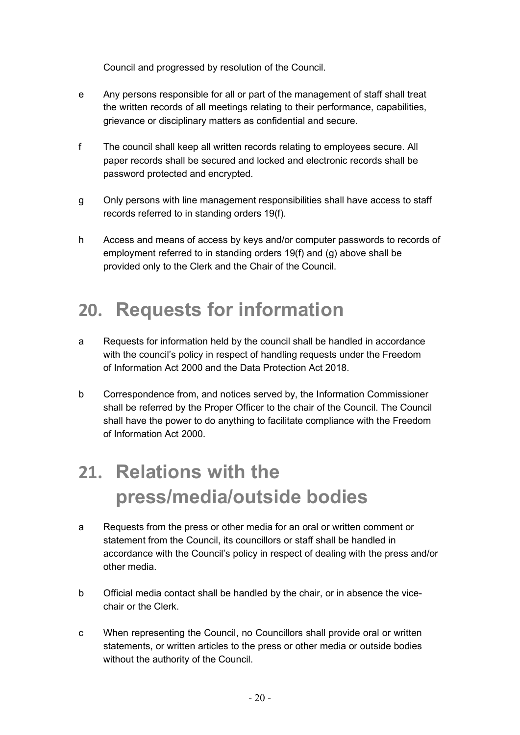Council and progressed by resolution of the Council.

e Any persons responsible for all or part of the management of staff shall treat the written records of all meetings relating to their performance, capabilities, grievance or disciplinary matters as confidential and secure.

f The council shall keep all written records relating to employees secure. All paper records shall be secured and locked and electronic records shall be password protected and encrypted.

g Only persons with line management responsibilities shall have access to staff records referred to in standing orders 19(f).

h Access and means of access by keys and/or computer passwords to records of employment referred to in standing orders 19(f) and (g) above shall be provided only to the Clerk and the Chair of the Council.

# 20. Requests for information

a Requests for information held by the council shall be handled in accordance with the council's policy in respect of handling requests under the Freedom of Information Act 2000 and the Data Protection Act 2018.

b Correspondence from, and notices served by, the Information Commissioner shall be referred by the Proper Officer to the chair of the Council. The Council shall have the power to do anything to facilitate compliance with the Freedom of Information Act 2000.

# 21. Relations with the press/media/outside bodies

a Requests from the press or other media for an oral or written comment or statement from the Council, its councillors or staff shall be handled in accordance with the Council's policy in respect of dealing with the press and/or other media.

b Official media contact shall be handled by the chair, or in absence the vice-chair or the Clerk.

c When representing the Council, no Councillors shall provide oral or written statements, or written articles to the press or other media or outside bodies without the authority of the Council.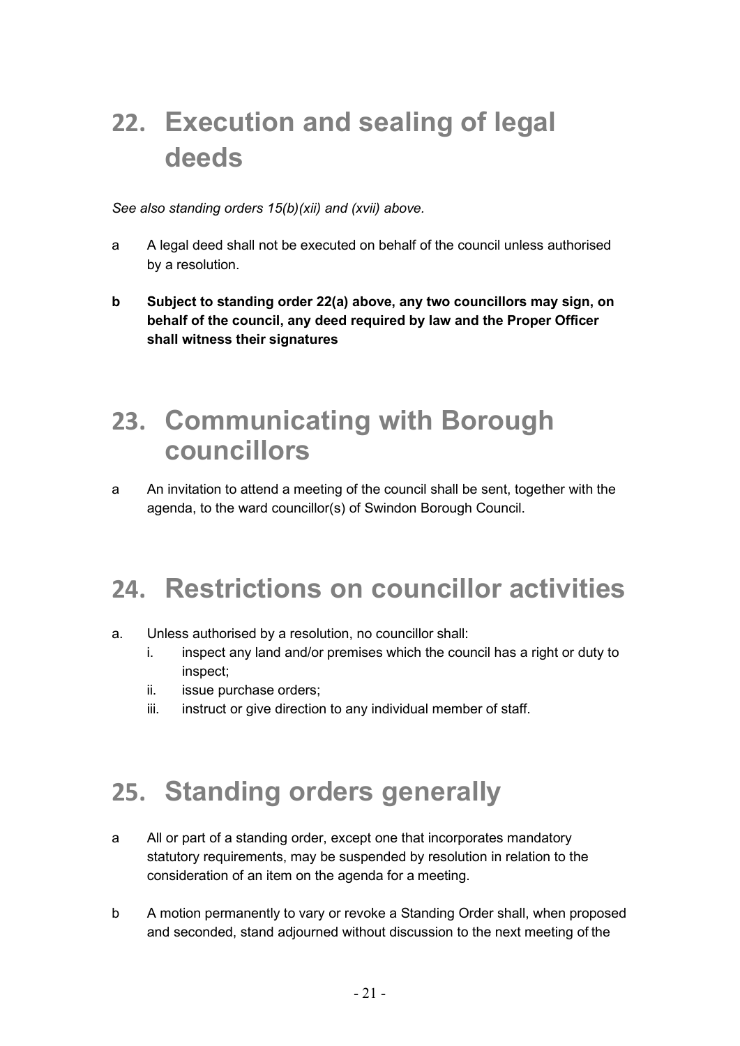# 22. Execution and sealing of legal deeds

*See also standing orders 15(b)(xii) and (xvii) above.*

a A legal deed shall not be executed on behalf of the council unless authorised by a resolution.

**b Subject to standing order 22(a) above, any two councillors may sign, on behalf of the council, any deed required by law and the Proper Officer shall witness their signatures**

# 23. Communicating with Borough councillors

a An invitation to attend a meeting of the council shall be sent, together with the agenda, to the ward councillor(s) of Swindon Borough Council.

# 24. Restrictions on councillor activities

a. Unless authorised by a resolution, no councillor shall:
   - i. inspect any land and/or premises which the council has a right or duty to inspect;
   - ii. issue purchase orders;
   - iii. instruct or give direction to any individual member of staff.

# 25. Standing orders generally

a All or part of a standing order, except one that incorporates mandatory statutory requirements, may be suspended by resolution in relation to the consideration of an item on the agenda for a meeting.

b A motion permanently to vary or revoke a Standing Order shall, when proposed and seconded, stand adjourned without discussion to the next meeting of the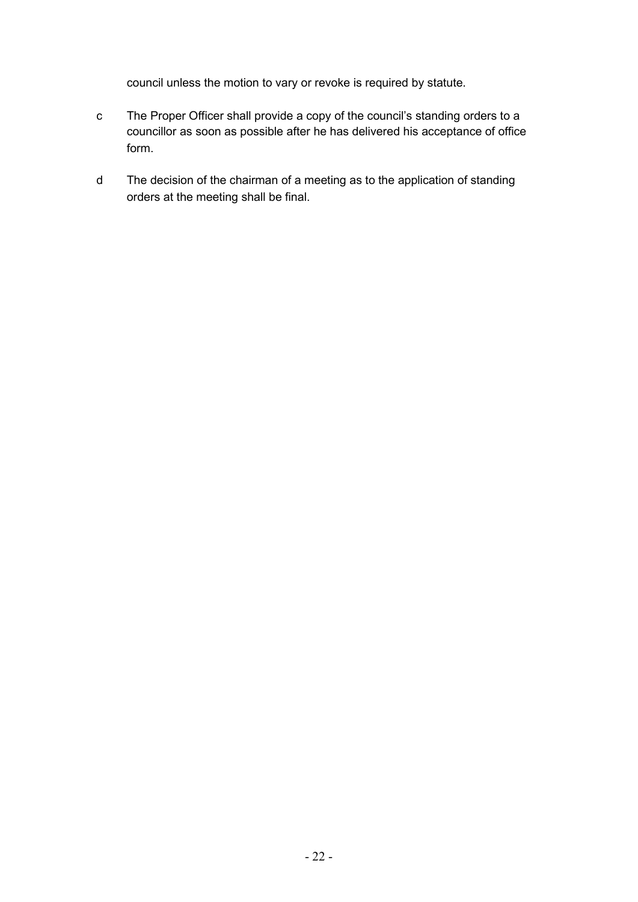council unless the motion to vary or revoke is required by statute.

c The Proper Officer shall provide a copy of the council's standing orders to a councillor as soon as possible after he has delivered his acceptance of office form.

d The decision of the chairman of a meeting as to the application of standing orders at the meeting shall be final.